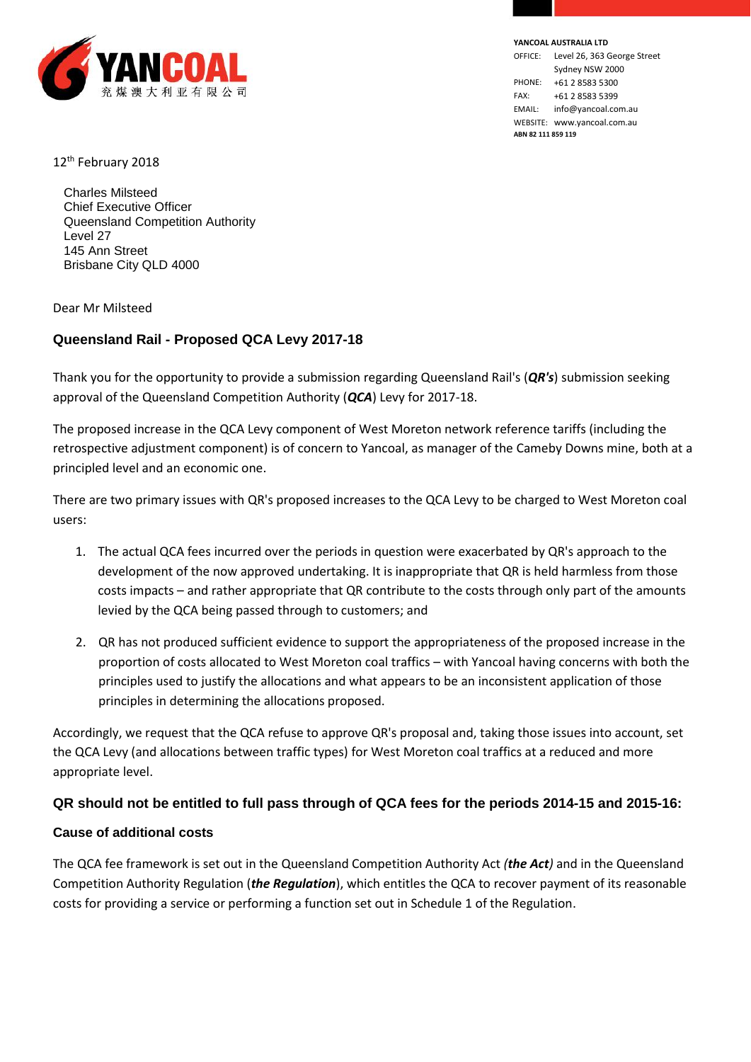YANCOAL

兖煤澳大利亚有限公司

**YANCOAL AUSTRALIA LTD**
OFFICE: Level 26, 363 George Street
Sydney NSW 2000
PHONE: +61 2 8583 5300
FAX: +61 2 8583 5399
EMAIL: info@yancoal.com.au
WEBSITE: www.yancoal.com.au
**ABN 82 111 859 119**

12th February 2018

Charles Milsteed
Chief Executive Officer
Queensland Competition Authority
Level 27
145 Ann Street
Brisbane City QLD 4000

Dear Mr Milsteed

## Queensland Rail - Proposed QCA Levy 2017-18

Thank you for the opportunity to provide a submission regarding Queensland Rail's (***QR's***) submission seeking approval of the Queensland Competition Authority (***QCA***) Levy for 2017-18.

The proposed increase in the QCA Levy component of West Moreton network reference tariffs (including the retrospective adjustment component) is of concern to Yancoal, as manager of the Cameby Downs mine, both at a principled level and an economic one.

There are two primary issues with QR's proposed increases to the QCA Levy to be charged to West Moreton coal users:

1. The actual QCA fees incurred over the periods in question were exacerbated by QR's approach to the development of the now approved undertaking. It is inappropriate that QR is held harmless from those costs impacts – and rather appropriate that QR contribute to the costs through only part of the amounts levied by the QCA being passed through to customers; and
2. QR has not produced sufficient evidence to support the appropriateness of the proposed increase in the proportion of costs allocated to West Moreton coal traffics – with Yancoal having concerns with both the principles used to justify the allocations and what appears to be an inconsistent application of those principles in determining the allocations proposed.

Accordingly, we request that the QCA refuse to approve QR's proposal and, taking those issues into account, set the QCA Levy (and allocations between traffic types) for West Moreton coal traffics at a reduced and more appropriate level.

## QR should not be entitled to full pass through of QCA fees for the periods 2014-15 and 2015-16:

### Cause of additional costs

The QCA fee framework is set out in the Queensland Competition Authority Act ***(the Act)*** and in the Queensland Competition Authority Regulation (***the Regulation***), which entitles the QCA to recover payment of its reasonable costs for providing a service or performing a function set out in Schedule 1 of the Regulation.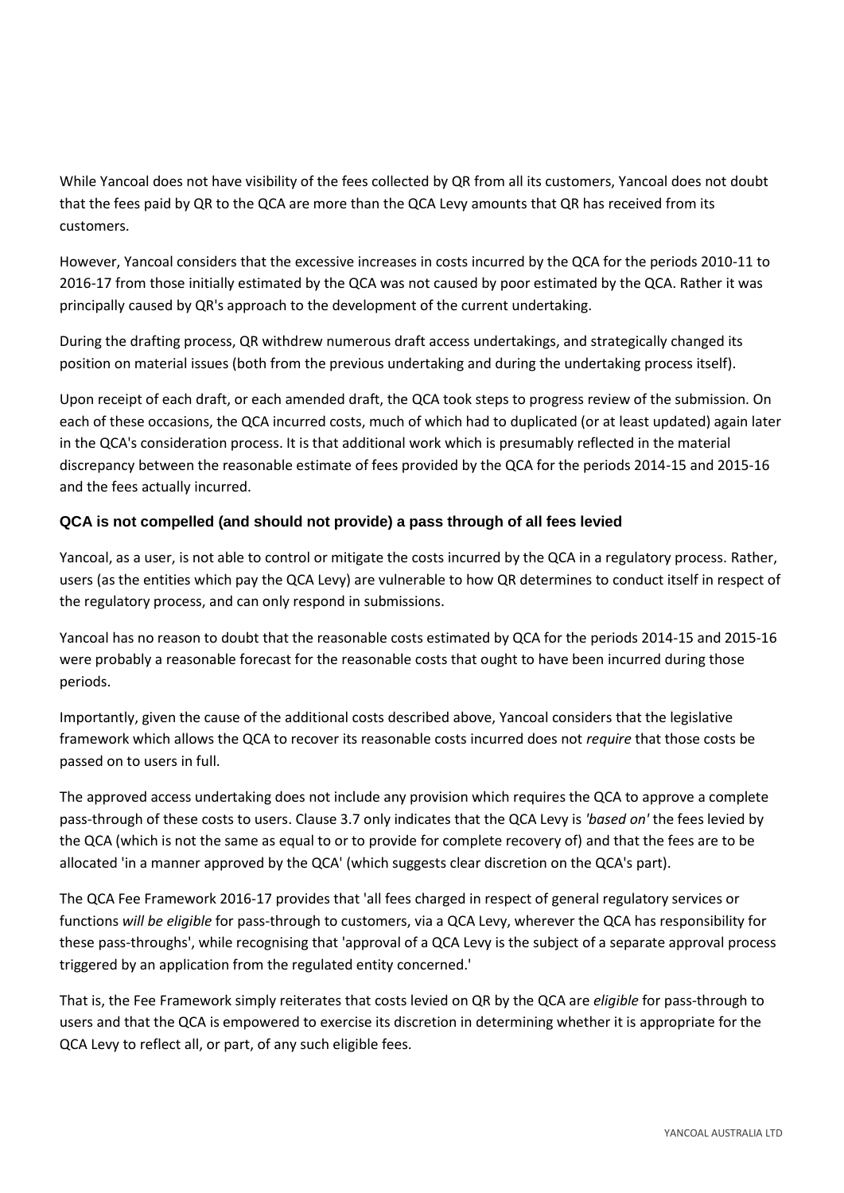While Yancoal does not have visibility of the fees collected by QR from all its customers, Yancoal does not doubt that the fees paid by QR to the QCA are more than the QCA Levy amounts that QR has received from its customers.

However, Yancoal considers that the excessive increases in costs incurred by the QCA for the periods 2010-11 to 2016-17 from those initially estimated by the QCA was not caused by poor estimated by the QCA. Rather it was principally caused by QR's approach to the development of the current undertaking.

During the drafting process, QR withdrew numerous draft access undertakings, and strategically changed its position on material issues (both from the previous undertaking and during the undertaking process itself).

Upon receipt of each draft, or each amended draft, the QCA took steps to progress review of the submission. On each of these occasions, the QCA incurred costs, much of which had to duplicated (or at least updated) again later in the QCA's consideration process. It is that additional work which is presumably reflected in the material discrepancy between the reasonable estimate of fees provided by the QCA for the periods 2014-15 and 2015-16 and the fees actually incurred.

### QCA is not compelled (and should not provide) a pass through of all fees levied

Yancoal, as a user, is not able to control or mitigate the costs incurred by the QCA in a regulatory process. Rather, users (as the entities which pay the QCA Levy) are vulnerable to how QR determines to conduct itself in respect of the regulatory process, and can only respond in submissions.

Yancoal has no reason to doubt that the reasonable costs estimated by QCA for the periods 2014-15 and 2015-16 were probably a reasonable forecast for the reasonable costs that ought to have been incurred during those periods.

Importantly, given the cause of the additional costs described above, Yancoal considers that the legislative framework which allows the QCA to recover its reasonable costs incurred does not *require* that those costs be passed on to users in full.

The approved access undertaking does not include any provision which requires the QCA to approve a complete pass-through of these costs to users. Clause 3.7 only indicates that the QCA Levy is *'based on'* the fees levied by the QCA (which is not the same as equal to or to provide for complete recovery of) and that the fees are to be allocated 'in a manner approved by the QCA' (which suggests clear discretion on the QCA's part).

The QCA Fee Framework 2016-17 provides that 'all fees charged in respect of general regulatory services or functions *will be eligible* for pass-through to customers, via a QCA Levy, wherever the QCA has responsibility for these pass-throughs', while recognising that 'approval of a QCA Levy is the subject of a separate approval process triggered by an application from the regulated entity concerned.'

That is, the Fee Framework simply reiterates that costs levied on QR by the QCA are *eligible* for pass-through to users and that the QCA is empowered to exercise its discretion in determining whether it is appropriate for the QCA Levy to reflect all, or part, of any such eligible fees.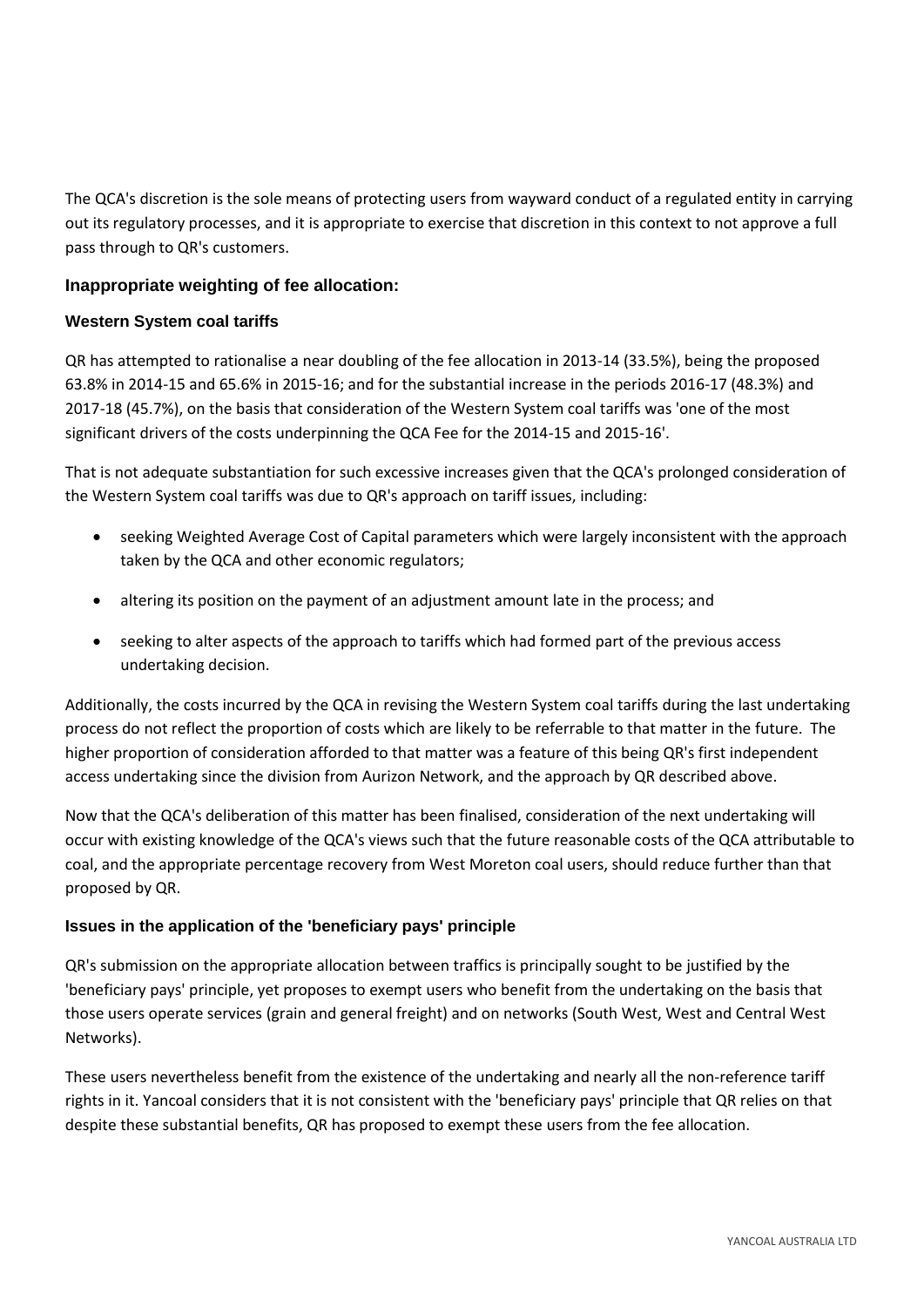The QCA's discretion is the sole means of protecting users from wayward conduct of a regulated entity in carrying out its regulatory processes, and it is appropriate to exercise that discretion in this context to not approve a full pass through to QR's customers.

## Inappropriate weighting of fee allocation:

### Western System coal tariffs

QR has attempted to rationalise a near doubling of the fee allocation in 2013-14 (33.5%), being the proposed 63.8% in 2014-15 and 65.6% in 2015-16; and for the substantial increase in the periods 2016-17 (48.3%) and 2017-18 (45.7%), on the basis that consideration of the Western System coal tariffs was 'one of the most significant drivers of the costs underpinning the QCA Fee for the 2014-15 and 2015-16'.

That is not adequate substantiation for such excessive increases given that the QCA's prolonged consideration of the Western System coal tariffs was due to QR's approach on tariff issues, including:

- seeking Weighted Average Cost of Capital parameters which were largely inconsistent with the approach taken by the QCA and other economic regulators;
- altering its position on the payment of an adjustment amount late in the process; and
- seeking to alter aspects of the approach to tariffs which had formed part of the previous access undertaking decision.

Additionally, the costs incurred by the QCA in revising the Western System coal tariffs during the last undertaking process do not reflect the proportion of costs which are likely to be referrable to that matter in the future. The higher proportion of consideration afforded to that matter was a feature of this being QR's first independent access undertaking since the division from Aurizon Network, and the approach by QR described above.

Now that the QCA's deliberation of this matter has been finalised, consideration of the next undertaking will occur with existing knowledge of the QCA's views such that the future reasonable costs of the QCA attributable to coal, and the appropriate percentage recovery from West Moreton coal users, should reduce further than that proposed by QR.

### Issues in the application of the 'beneficiary pays' principle

QR's submission on the appropriate allocation between traffics is principally sought to be justified by the 'beneficiary pays' principle, yet proposes to exempt users who benefit from the undertaking on the basis that those users operate services (grain and general freight) and on networks (South West, West and Central West Networks).

These users nevertheless benefit from the existence of the undertaking and nearly all the non-reference tariff rights in it. Yancoal considers that it is not consistent with the 'beneficiary pays' principle that QR relies on that despite these substantial benefits, QR has proposed to exempt these users from the fee allocation.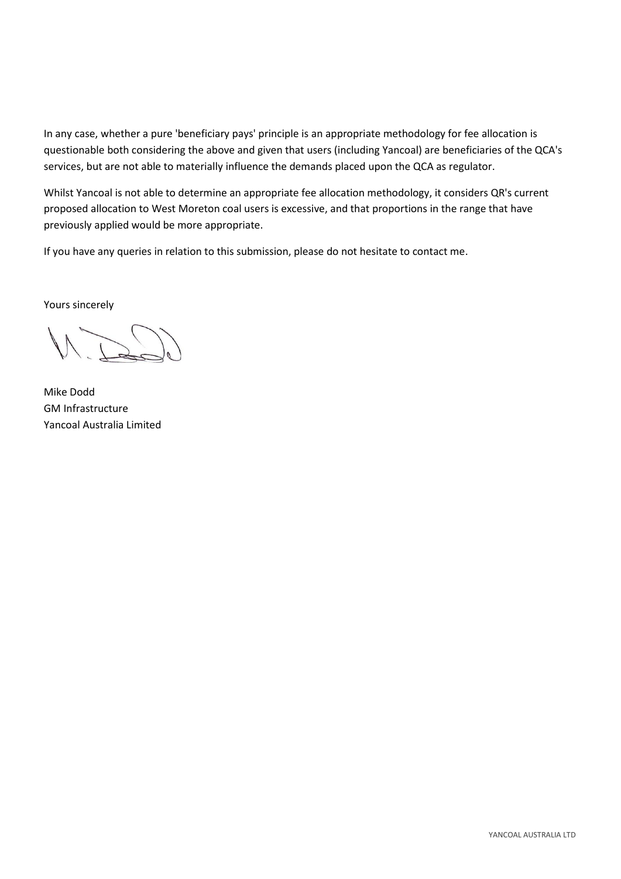In any case, whether a pure 'beneficiary pays' principle is an appropriate methodology for fee allocation is questionable both considering the above and given that users (including Yancoal) are beneficiaries of the QCA's services, but are not able to materially influence the demands placed upon the QCA as regulator.

Whilst Yancoal is not able to determine an appropriate fee allocation methodology, it considers QR's current proposed allocation to West Moreton coal users is excessive, and that proportions in the range that have previously applied would be more appropriate.

If you have any queries in relation to this submission, please do not hesitate to contact me.

Yours sincerely

Mike Dodd
GM Infrastructure
Yancoal Australia Limited